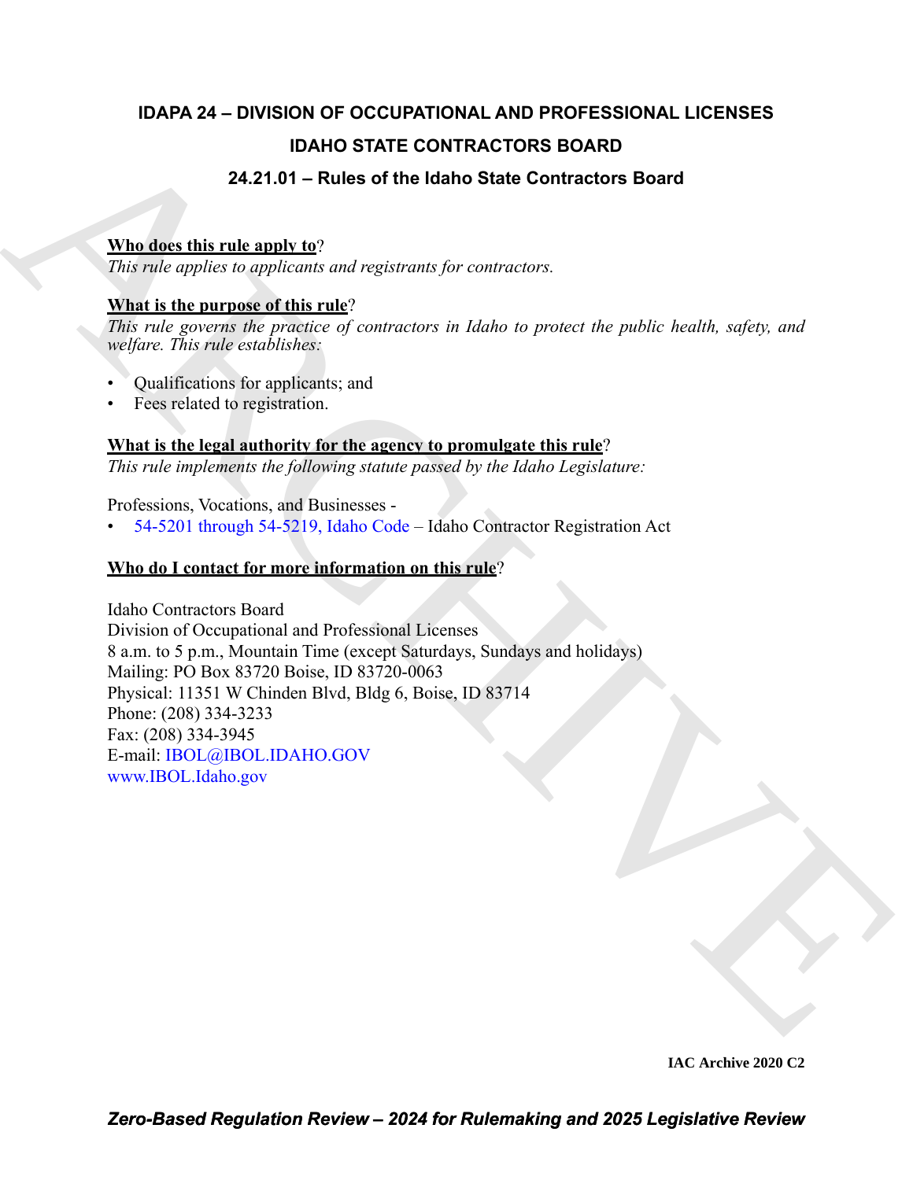# IDAPA 24 – DIVISION OF OCCUPATIONAL AND PROFESSIONAL LICENSES

## IDAHO STATE CONTRACTORS BOARD

## 24.21.01 – Rules of the Idaho State Contractors Board

**Who does this rule apply to?**

*This rule applies to applicants and registrants for contractors.*

**What is the purpose of this rule?**

*This rule governs the practice of contractors in Idaho to protect the public health, safety, and welfare. This rule establishes:*

- Qualifications for applicants; and
- Fees related to registration.

**What is the legal authority for the agency to promulgate this rule?**

*This rule implements the following statute passed by the Idaho Legislature:*

Professions, Vocations, and Businesses -

- 54-5201 through 54-5219, Idaho Code – Idaho Contractor Registration Act

**Who do I contact for more information on this rule?**

Idaho Contractors Board
Division of Occupational and Professional Licenses
8 a.m. to 5 p.m., Mountain Time (except Saturdays, Sundays and holidays)
Mailing: PO Box 83720 Boise, ID 83720-0063
Physical: 11351 W Chinden Blvd, Bldg 6, Boise, ID 83714
Phone: (208) 334-3233
Fax: (208) 334-3945
E-mail: IBOL@IBOL.IDAHO.GOV
www.IBOL.Idaho.gov

IAC Archive 2020 C2

*Zero-Based Regulation Review – 2024 for Rulemaking and 2025 Legislative Review*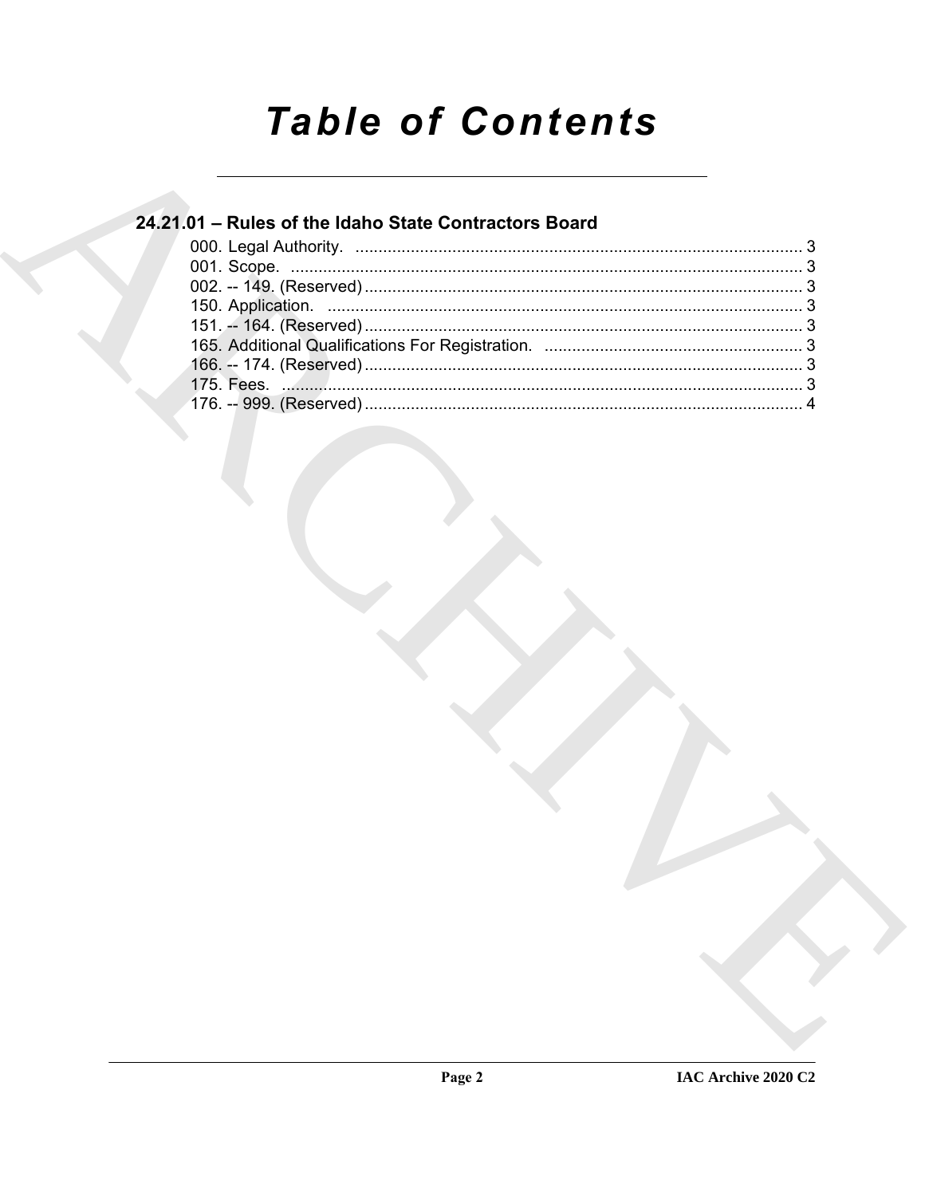# Table of Contents

## 24.21.01 – Rules of the Idaho State Contractors Board

000. Legal Authority. ........................................................................................ 3
001. Scope. ........................................................................................ 3
002. -- 149. (Reserved) ........................................................................................ 3
150. Application. ........................................................................................ 3
151. -- 164. (Reserved) ........................................................................................ 3
165. Additional Qualifications For Registration. ........................................................ 3
166. -- 174. (Reserved) ........................................................................................ 3
175. Fees. ........................................................................................ 3
176. -- 999. (Reserved) ........................................................................................ 4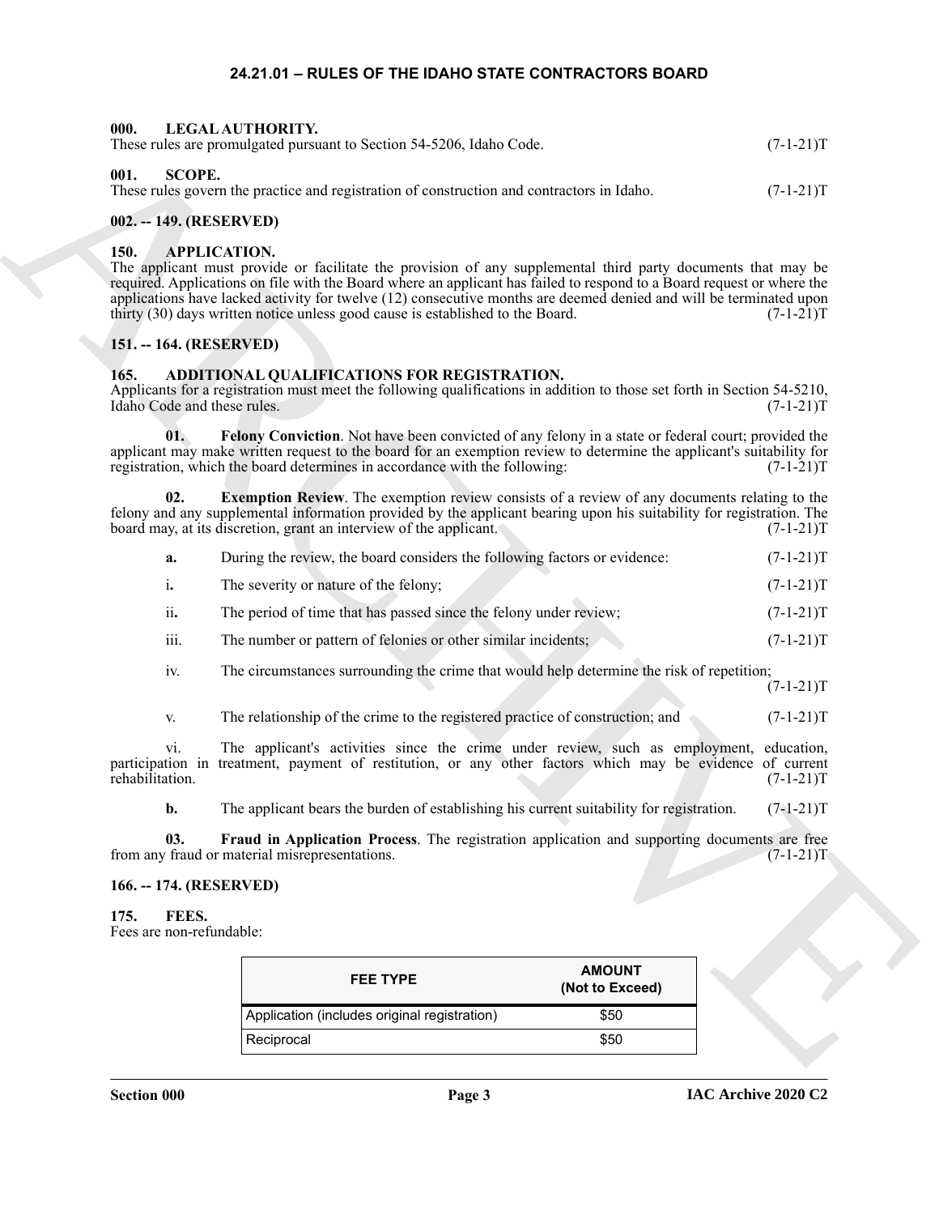# 24.21.01 – RULES OF THE IDAHO STATE CONTRACTORS BOARD

## 000. LEGAL AUTHORITY.

These rules are promulgated pursuant to Section 54-5206, Idaho Code. (7-1-21)T

## 001. SCOPE.

These rules govern the practice and registration of construction and contractors in Idaho. (7-1-21)T

## 002. -- 149. (RESERVED)

## 150. APPLICATION.

The applicant must provide or facilitate the provision of any supplemental third party documents that may be required. Applications on file with the Board where an applicant has failed to respond to a Board request or where the applications have lacked activity for twelve (12) consecutive months are deemed denied and will be terminated upon thirty (30) days written notice unless good cause is established to the Board. (7-1-21)T

## 151. -- 164. (RESERVED)

## 165. ADDITIONAL QUALIFICATIONS FOR REGISTRATION.

Applicants for a registration must meet the following qualifications in addition to those set forth in Section 54-5210, Idaho Code and these rules. (7-1-21)T

**01. Felony Conviction**. Not have been convicted of any felony in a state or federal court; provided the applicant may make written request to the board for an exemption review to determine the applicant's suitability for registration, which the board determines in accordance with the following: (7-1-21)T

**02. Exemption Review**. The exemption review consists of a review of any documents relating to the felony and any supplemental information provided by the applicant bearing upon his suitability for registration. The board may, at its discretion, grant an interview of the applicant. (7-1-21)T

**a.** During the review, the board considers the following factors or evidence: (7-1-21)T

i. The severity or nature of the felony; (7-1-21)T

ii. The period of time that has passed since the felony under review; (7-1-21)T

iii. The number or pattern of felonies or other similar incidents; (7-1-21)T

iv. The circumstances surrounding the crime that would help determine the risk of repetition; (7-1-21)T

v. The relationship of the crime to the registered practice of construction; and (7-1-21)T

vi. The applicant's activities since the crime under review, such as employment, education, participation in treatment, payment of restitution, or any other factors which may be evidence of current rehabilitation. (7-1-21)T

**b.** The applicant bears the burden of establishing his current suitability for registration. (7-1-21)T

**03. Fraud in Application Process**. The registration application and supporting documents are free from any fraud or material misrepresentations. (7-1-21)T

## 166. -- 174. (RESERVED)

## 175. FEES.

Fees are non-refundable:

| FEE TYPE | AMOUNT (Not to Exceed) |
|---|---|
| Application (includes original registration) | $50 |
| Reciprocal | $50 |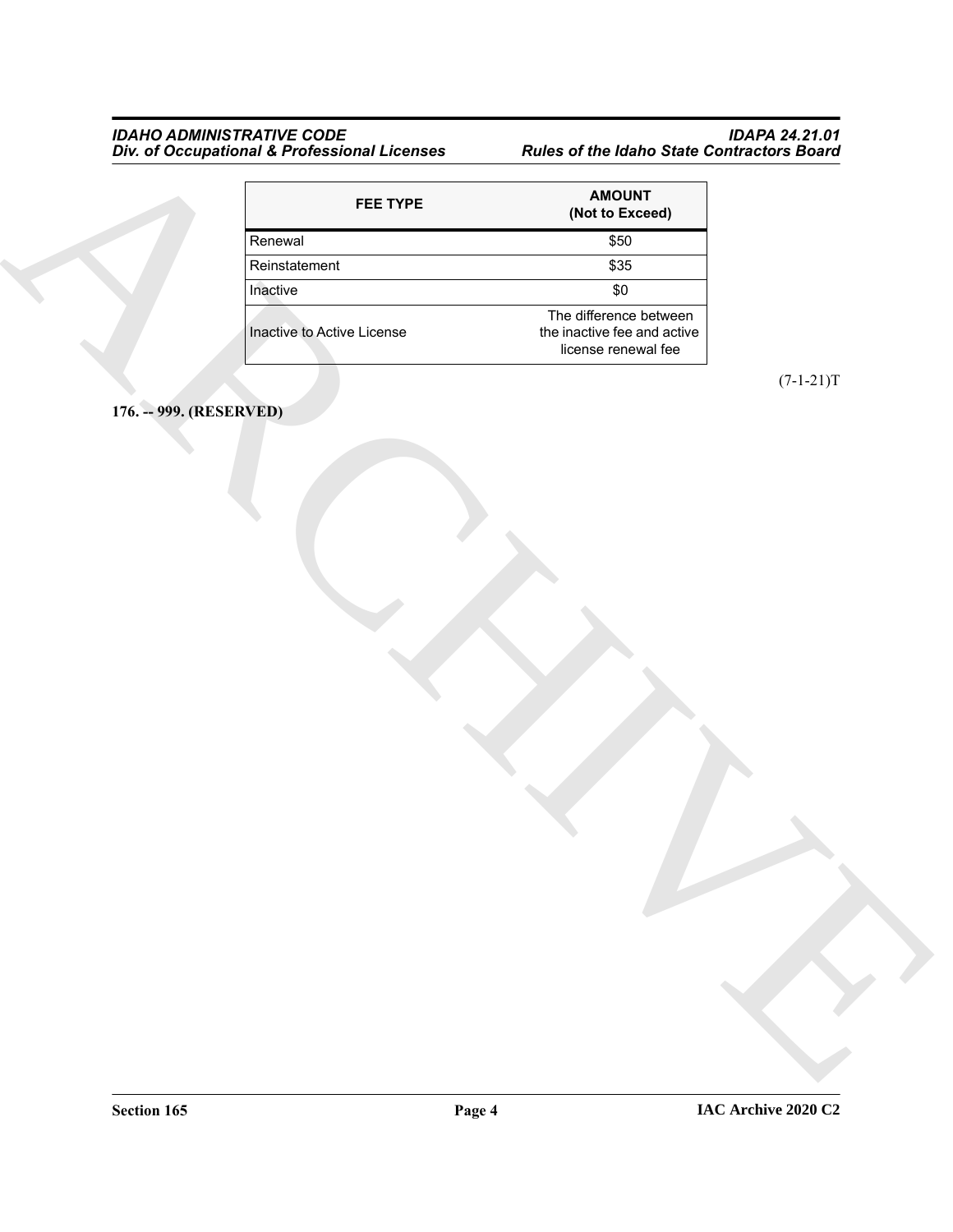| FEE TYPE | AMOUNT (Not to Exceed) |
|---|---|
| Renewal | $50 |
| Reinstatement | $35 |
| Inactive | $0 |
| Inactive to Active License | The difference between the inactive fee and active license renewal fee |

(7-1-21)T

**176. -- 999. (RESERVED)**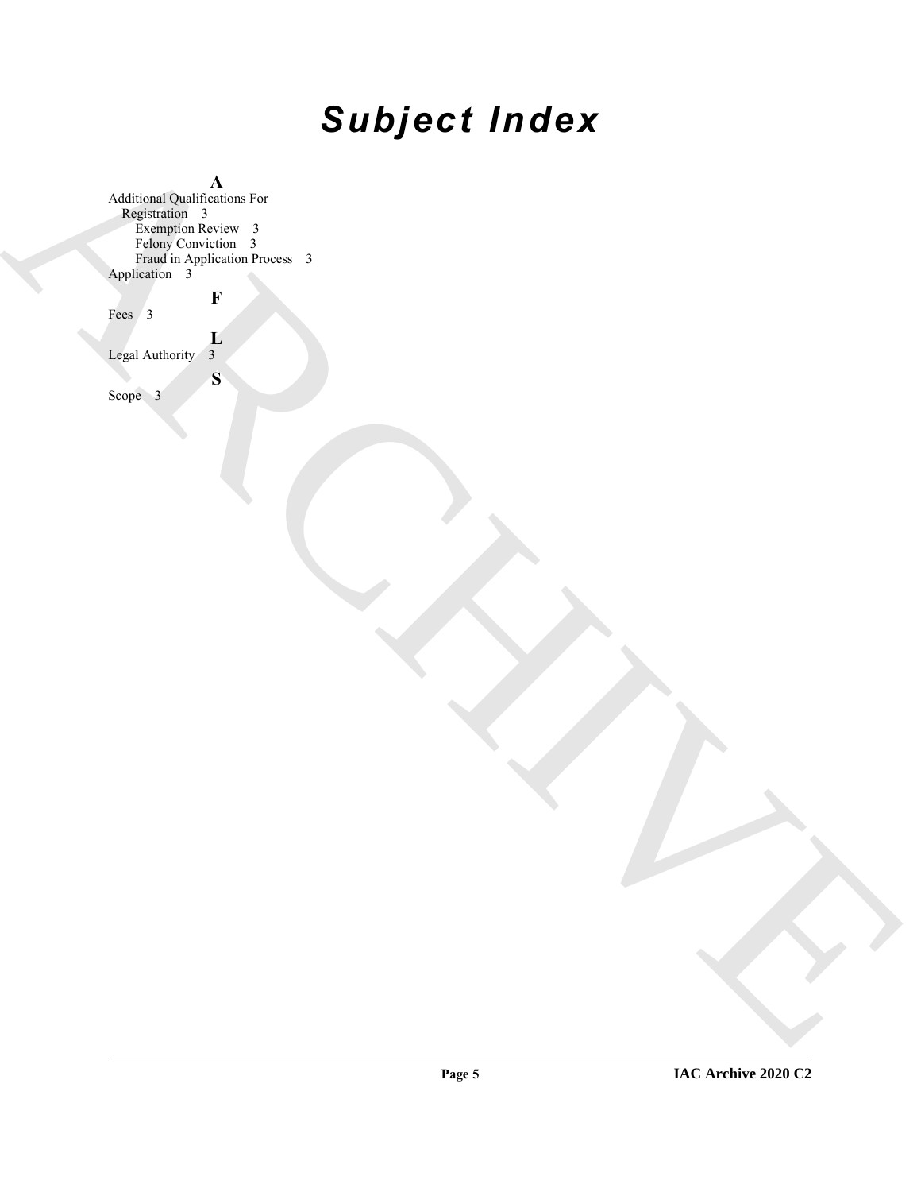# *Subject Index*

**A**

Additional Qualifications For
  Registration 3
    Exemption Review 3
    Felony Conviction 3
    Fraud in Application Process 3
Application 3

**F**

Fees 3

**L**

Legal Authority 3

**S**

Scope 3